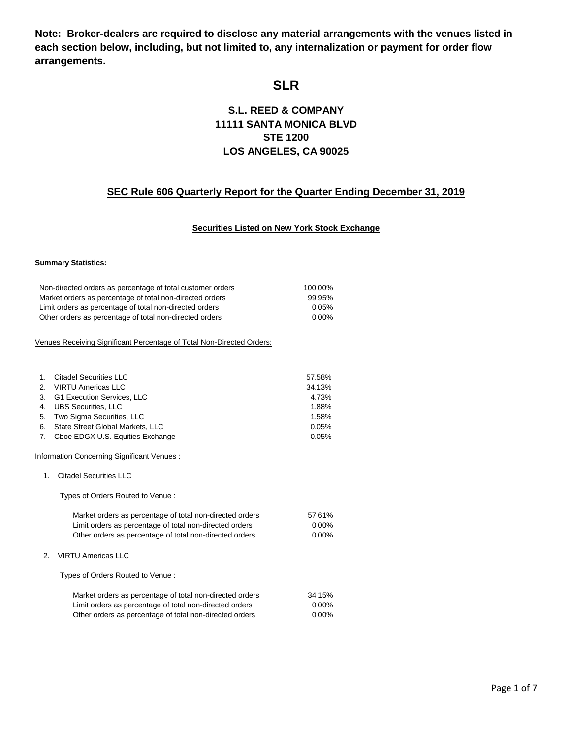**Note: Broker-dealers are required to disclose any material arrangements with the venues listed in each section below, including, but not limited to, any internalization or payment for order flow arrangements.**

# SLR

## S.L. REED & COMPANY
## 11111 SANTA MONICA BLVD
## STE 1200
## LOS ANGELES, CA 90025

### SEC Rule 606 Quarterly Report for the Quarter Ending December 31, 2019

#### Securities Listed on New York Stock Exchange

**Summary Statistics:**

| | |
|---|---|
| Non-directed orders as percentage of total customer orders | 100.00% |
| Market orders as percentage of total non-directed orders | 99.95% |
| Limit orders as percentage of total non-directed orders | 0.05% |
| Other orders as percentage of total non-directed orders | 0.00% |

Venues Receiving Significant Percentage of Total Non-Directed Orders:

| | Venue | Percentage |
|---|---|---|
| 1. | Citadel Securities LLC | 57.58% |
| 2. | VIRTU Americas LLC | 34.13% |
| 3. | G1 Execution Services, LLC | 4.73% |
| 4. | UBS Securities, LLC | 1.88% |
| 5. | Two Sigma Securities, LLC | 1.58% |
| 6. | State Street Global Markets, LLC | 0.05% |
| 7. | Cboe EDGX U.S. Equities Exchange | 0.05% |

Information Concerning Significant Venues :

1. Citadel Securities LLC

   Types of Orders Routed to Venue :

   | | |
   |---|---|
   | Market orders as percentage of total non-directed orders | 57.61% |
   | Limit orders as percentage of total non-directed orders | 0.00% |
   | Other orders as percentage of total non-directed orders | 0.00% |

2. VIRTU Americas LLC

   Types of Orders Routed to Venue :

   | | |
   |---|---|
   | Market orders as percentage of total non-directed orders | 34.15% |
   | Limit orders as percentage of total non-directed orders | 0.00% |
   | Other orders as percentage of total non-directed orders | 0.00% |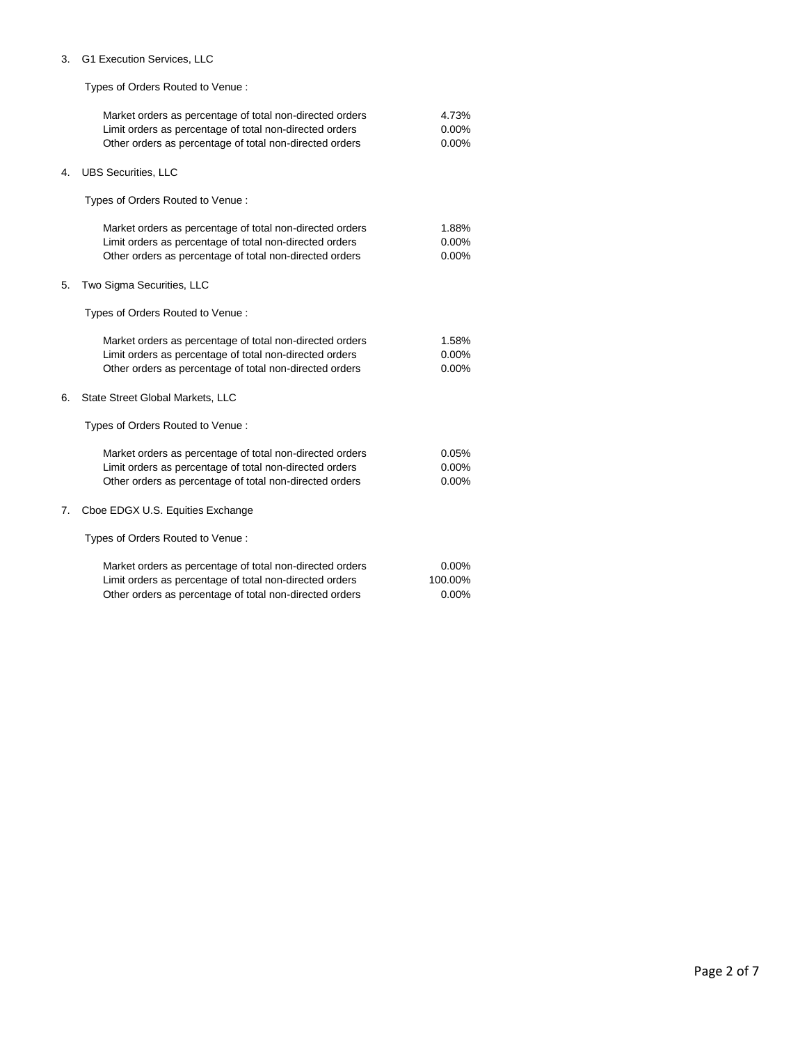3. G1 Execution Services, LLC

   Types of Orders Routed to Venue :

   | | |
   |---|---|
   | Market orders as percentage of total non-directed orders | 4.73% |
   | Limit orders as percentage of total non-directed orders | 0.00% |
   | Other orders as percentage of total non-directed orders | 0.00% |

4. UBS Securities, LLC

   Types of Orders Routed to Venue :

   | | |
   |---|---|
   | Market orders as percentage of total non-directed orders | 1.88% |
   | Limit orders as percentage of total non-directed orders | 0.00% |
   | Other orders as percentage of total non-directed orders | 0.00% |

5. Two Sigma Securities, LLC

   Types of Orders Routed to Venue :

   | | |
   |---|---|
   | Market orders as percentage of total non-directed orders | 1.58% |
   | Limit orders as percentage of total non-directed orders | 0.00% |
   | Other orders as percentage of total non-directed orders | 0.00% |

6. State Street Global Markets, LLC

   Types of Orders Routed to Venue :

   | | |
   |---|---|
   | Market orders as percentage of total non-directed orders | 0.05% |
   | Limit orders as percentage of total non-directed orders | 0.00% |
   | Other orders as percentage of total non-directed orders | 0.00% |

7. Cboe EDGX U.S. Equities Exchange

   Types of Orders Routed to Venue :

   | | |
   |---|---|
   | Market orders as percentage of total non-directed orders | 0.00% |
   | Limit orders as percentage of total non-directed orders | 100.00% |
   | Other orders as percentage of total non-directed orders | 0.00% |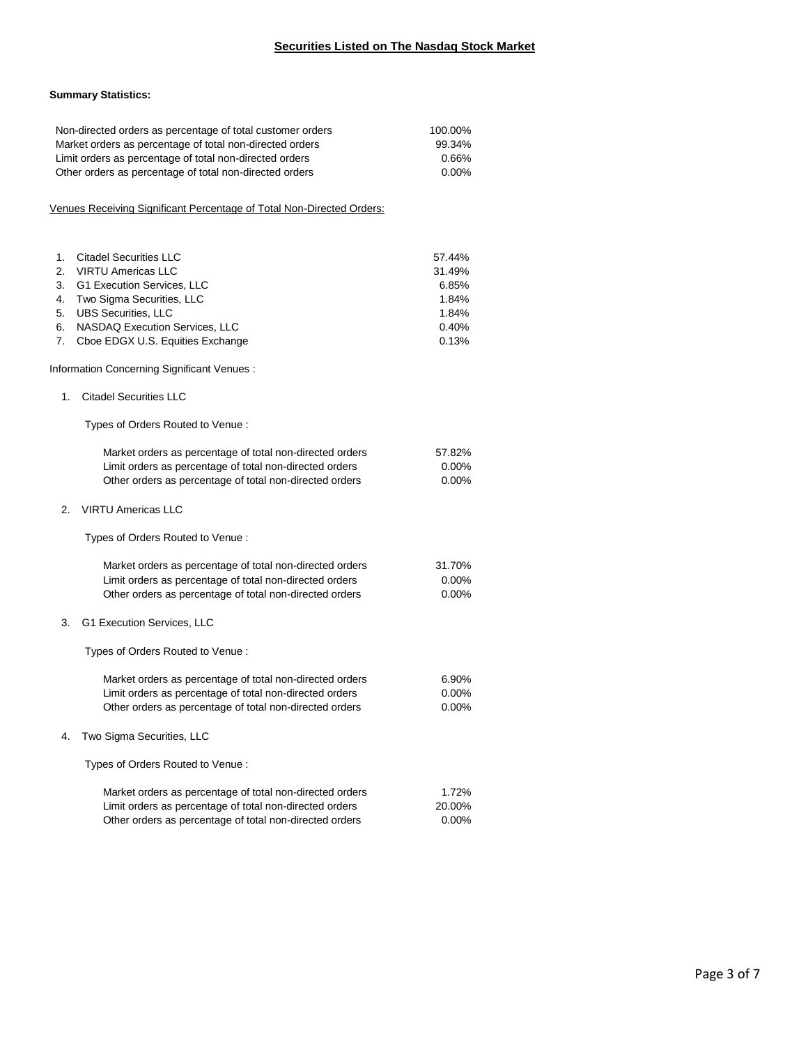## Securities Listed on The Nasdaq Stock Market

**Summary Statistics:**

| | |
|---|---|
| Non-directed orders as percentage of total customer orders | 100.00% |
| Market orders as percentage of total non-directed orders | 99.34% |
| Limit orders as percentage of total non-directed orders | 0.66% |
| Other orders as percentage of total non-directed orders | 0.00% |

Venues Receiving Significant Percentage of Total Non-Directed Orders:

| | |
|---|---|
| 1. Citadel Securities LLC | 57.44% |
| 2. VIRTU Americas LLC | 31.49% |
| 3. G1 Execution Services, LLC | 6.85% |
| 4. Two Sigma Securities, LLC | 1.84% |
| 5. UBS Securities, LLC | 1.84% |
| 6. NASDAQ Execution Services, LLC | 0.40% |
| 7. Cboe EDGX U.S. Equities Exchange | 0.13% |

Information Concerning Significant Venues :

1. Citadel Securities LLC

Types of Orders Routed to Venue :

| | |
|---|---|
| Market orders as percentage of total non-directed orders | 57.82% |
| Limit orders as percentage of total non-directed orders | 0.00% |
| Other orders as percentage of total non-directed orders | 0.00% |

2. VIRTU Americas LLC

Types of Orders Routed to Venue :

| | |
|---|---|
| Market orders as percentage of total non-directed orders | 31.70% |
| Limit orders as percentage of total non-directed orders | 0.00% |
| Other orders as percentage of total non-directed orders | 0.00% |

3. G1 Execution Services, LLC

Types of Orders Routed to Venue :

| | |
|---|---|
| Market orders as percentage of total non-directed orders | 6.90% |
| Limit orders as percentage of total non-directed orders | 0.00% |
| Other orders as percentage of total non-directed orders | 0.00% |

4. Two Sigma Securities, LLC

Types of Orders Routed to Venue :

| | |
|---|---|
| Market orders as percentage of total non-directed orders | 1.72% |
| Limit orders as percentage of total non-directed orders | 20.00% |
| Other orders as percentage of total non-directed orders | 0.00% |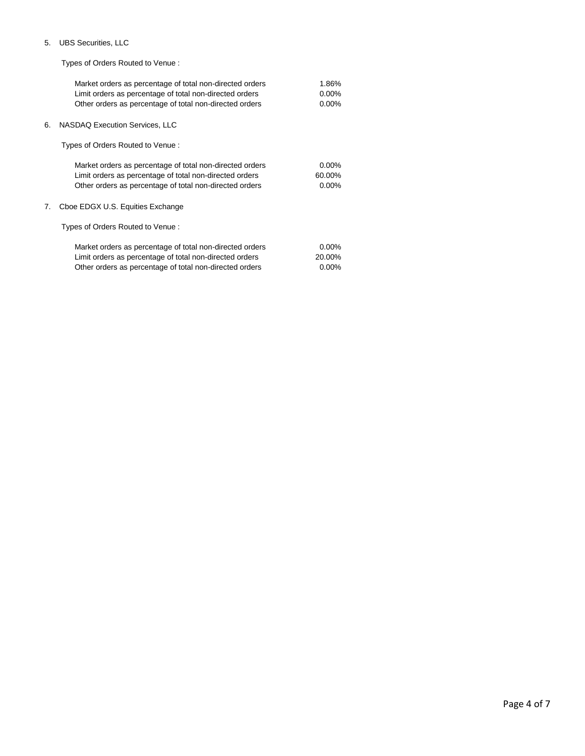5. UBS Securities, LLC

Types of Orders Routed to Venue :

| | |
|---|---|
| Market orders as percentage of total non-directed orders | 1.86% |
| Limit orders as percentage of total non-directed orders | 0.00% |
| Other orders as percentage of total non-directed orders | 0.00% |

6. NASDAQ Execution Services, LLC

Types of Orders Routed to Venue :

| | |
|---|---|
| Market orders as percentage of total non-directed orders | 0.00% |
| Limit orders as percentage of total non-directed orders | 60.00% |
| Other orders as percentage of total non-directed orders | 0.00% |

7. Cboe EDGX U.S. Equities Exchange

Types of Orders Routed to Venue :

| | |
|---|---|
| Market orders as percentage of total non-directed orders | 0.00% |
| Limit orders as percentage of total non-directed orders | 20.00% |
| Other orders as percentage of total non-directed orders | 0.00% |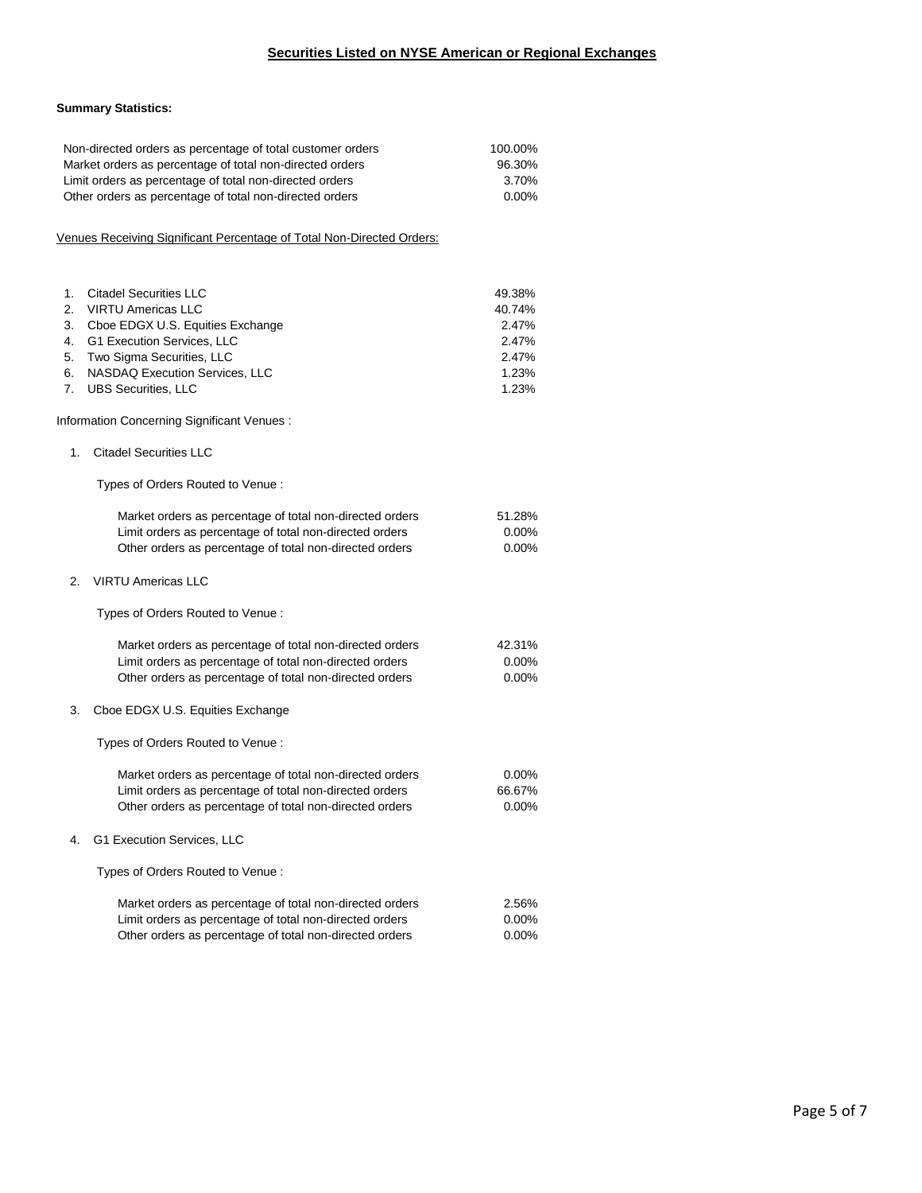## Securities Listed on NYSE American or Regional Exchanges

**Summary Statistics:**

| | |
|---|---|
| Non-directed orders as percentage of total customer orders | 100.00% |
| Market orders as percentage of total non-directed orders | 96.30% |
| Limit orders as percentage of total non-directed orders | 3.70% |
| Other orders as percentage of total non-directed orders | 0.00% |

Venues Receiving Significant Percentage of Total Non-Directed Orders:

| | |
|---|---|
| 1. Citadel Securities LLC | 49.38% |
| 2. VIRTU Americas LLC | 40.74% |
| 3. Cboe EDGX U.S. Equities Exchange | 2.47% |
| 4. G1 Execution Services, LLC | 2.47% |
| 5. Two Sigma Securities, LLC | 2.47% |
| 6. NASDAQ Execution Services, LLC | 1.23% |
| 7. UBS Securities, LLC | 1.23% |

Information Concerning Significant Venues :

1. Citadel Securities LLC

   Types of Orders Routed to Venue :

   | | |
   |---|---|
   | Market orders as percentage of total non-directed orders | 51.28% |
   | Limit orders as percentage of total non-directed orders | 0.00% |
   | Other orders as percentage of total non-directed orders | 0.00% |

2. VIRTU Americas LLC

   Types of Orders Routed to Venue :

   | | |
   |---|---|
   | Market orders as percentage of total non-directed orders | 42.31% |
   | Limit orders as percentage of total non-directed orders | 0.00% |
   | Other orders as percentage of total non-directed orders | 0.00% |

3. Cboe EDGX U.S. Equities Exchange

   Types of Orders Routed to Venue :

   | | |
   |---|---|
   | Market orders as percentage of total non-directed orders | 0.00% |
   | Limit orders as percentage of total non-directed orders | 66.67% |
   | Other orders as percentage of total non-directed orders | 0.00% |

4. G1 Execution Services, LLC

   Types of Orders Routed to Venue :

   | | |
   |---|---|
   | Market orders as percentage of total non-directed orders | 2.56% |
   | Limit orders as percentage of total non-directed orders | 0.00% |
   | Other orders as percentage of total non-directed orders | 0.00% |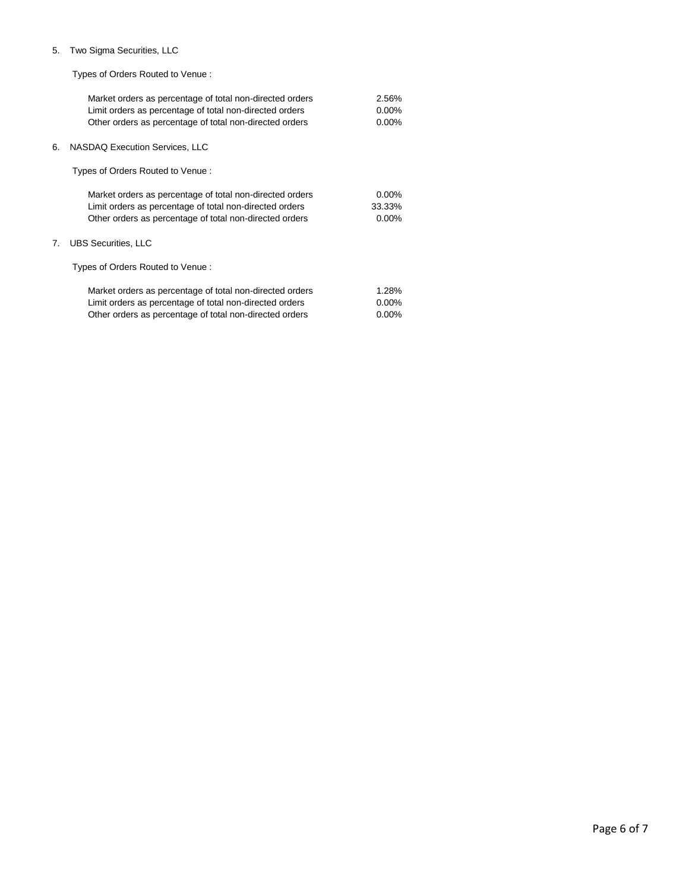5. Two Sigma Securities, LLC

Types of Orders Routed to Venue :

| | |
|---|---|
| Market orders as percentage of total non-directed orders | 2.56% |
| Limit orders as percentage of total non-directed orders | 0.00% |
| Other orders as percentage of total non-directed orders | 0.00% |

6. NASDAQ Execution Services, LLC

Types of Orders Routed to Venue :

| | |
|---|---|
| Market orders as percentage of total non-directed orders | 0.00% |
| Limit orders as percentage of total non-directed orders | 33.33% |
| Other orders as percentage of total non-directed orders | 0.00% |

7. UBS Securities, LLC

Types of Orders Routed to Venue :

| | |
|---|---|
| Market orders as percentage of total non-directed orders | 1.28% |
| Limit orders as percentage of total non-directed orders | 0.00% |
| Other orders as percentage of total non-directed orders | 0.00% |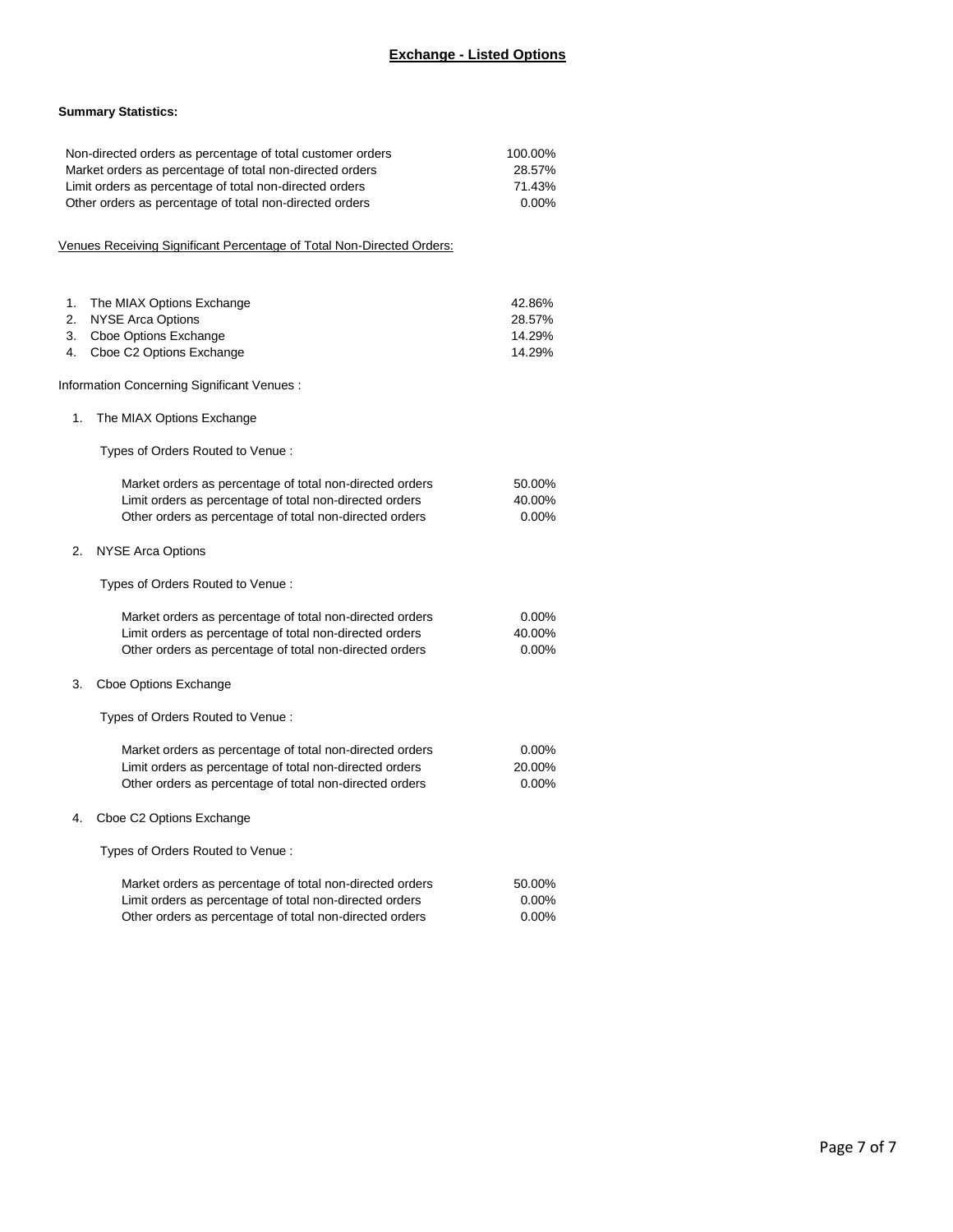## Exchange - Listed Options

**Summary Statistics:**

| | |
|---|---|
| Non-directed orders as percentage of total customer orders | 100.00% |
| Market orders as percentage of total non-directed orders | 28.57% |
| Limit orders as percentage of total non-directed orders | 71.43% |
| Other orders as percentage of total non-directed orders | 0.00% |

Venues Receiving Significant Percentage of Total Non-Directed Orders:

| | |
|---|---|
| 1. The MIAX Options Exchange | 42.86% |
| 2. NYSE Arca Options | 28.57% |
| 3. Cboe Options Exchange | 14.29% |
| 4. Cboe C2 Options Exchange | 14.29% |

Information Concerning Significant Venues :

1. The MIAX Options Exchange

Types of Orders Routed to Venue :

| | |
|---|---|
| Market orders as percentage of total non-directed orders | 50.00% |
| Limit orders as percentage of total non-directed orders | 40.00% |
| Other orders as percentage of total non-directed orders | 0.00% |

2. NYSE Arca Options

Types of Orders Routed to Venue :

| | |
|---|---|
| Market orders as percentage of total non-directed orders | 0.00% |
| Limit orders as percentage of total non-directed orders | 40.00% |
| Other orders as percentage of total non-directed orders | 0.00% |

3. Cboe Options Exchange

Types of Orders Routed to Venue :

| | |
|---|---|
| Market orders as percentage of total non-directed orders | 0.00% |
| Limit orders as percentage of total non-directed orders | 20.00% |
| Other orders as percentage of total non-directed orders | 0.00% |

4. Cboe C2 Options Exchange

Types of Orders Routed to Venue :

| | |
|---|---|
| Market orders as percentage of total non-directed orders | 50.00% |
| Limit orders as percentage of total non-directed orders | 0.00% |
| Other orders as percentage of total non-directed orders | 0.00% |